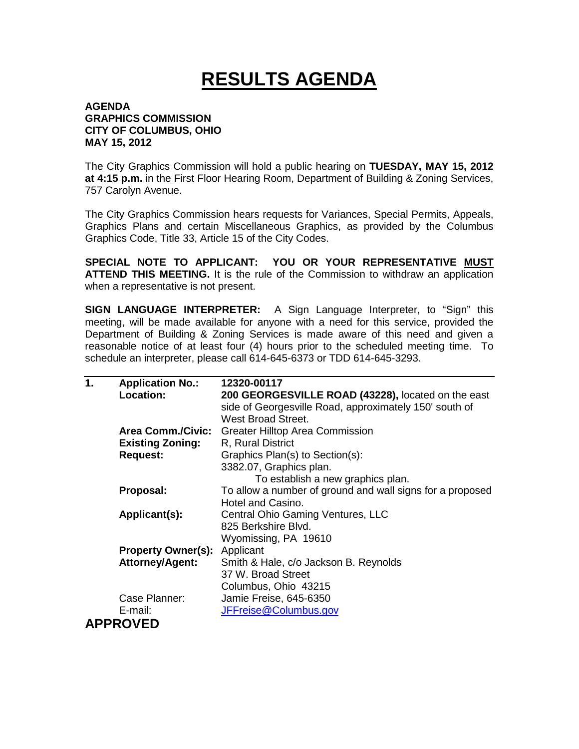# RESULTS AGENDA

**AGENDA**
**GRAPHICS COMMISSION**
**CITY OF COLUMBUS, OHIO**
**MAY 15, 2012**

The City Graphics Commission will hold a public hearing on **TUESDAY, MAY 15, 2012 at 4:15 p.m.** in the First Floor Hearing Room, Department of Building & Zoning Services, 757 Carolyn Avenue.

The City Graphics Commission hears requests for Variances, Special Permits, Appeals, Graphics Plans and certain Miscellaneous Graphics, as provided by the Columbus Graphics Code, Title 33, Article 15 of the City Codes.

**SPECIAL NOTE TO APPLICANT: YOU OR YOUR REPRESENTATIVE MUST ATTEND THIS MEETING.** It is the rule of the Commission to withdraw an application when a representative is not present.

**SIGN LANGUAGE INTERPRETER:** A Sign Language Interpreter, to "Sign" this meeting, will be made available for anyone with a need for this service, provided the Department of Building & Zoning Services is made aware of this need and given a reasonable notice of at least four (4) hours prior to the scheduled meeting time. To schedule an interpreter, please call 614-645-6373 or TDD 614-645-3293.

| | | |
|---|---|---|
| **1.** | **Application No.:** | **12320-00117** |
| | **Location:** | **200 GEORGESVILLE ROAD (43228),** located on the east side of Georgesville Road, approximately 150' south of West Broad Street. |
| | **Area Comm./Civic:** | Greater Hilltop Area Commission |
| | **Existing Zoning:** | R, Rural District |
| | **Request:** | Graphics Plan(s) to Section(s): 3382.07, Graphics plan. To establish a new graphics plan. |
| | **Proposal:** | To allow a number of ground and wall signs for a proposed Hotel and Casino. |
| | **Applicant(s):** | Central Ohio Gaming Ventures, LLC<br>825 Berkshire Blvd.<br>Wyomissing, PA 19610 |
| | **Property Owner(s):** | Applicant |
| | **Attorney/Agent:** | Smith & Hale, c/o Jackson B. Reynolds<br>37 W. Broad Street<br>Columbus, Ohio 43215 |
| | Case Planner: | Jamie Freise, 645-6350 |
| | E-mail: | JFFreise@Columbus.gov |

**APPROVED**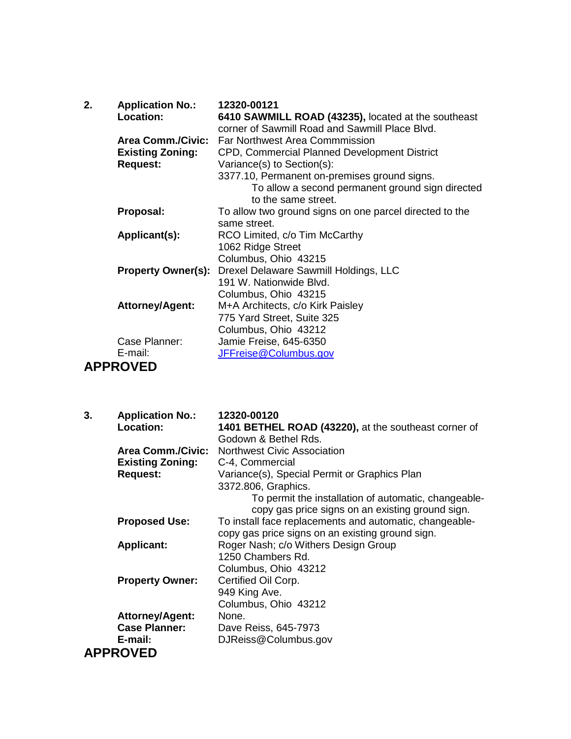2. **Application No.:** **12320-00121**

**Location:** **6410 SAWMILL ROAD (43235),** located at the southeast corner of Sawmill Road and Sawmill Place Blvd.

**Area Comm./Civic:** Far Northwest Area Commmission

**Existing Zoning:** CPD, Commercial Planned Development District

**Request:** Variance(s) to Section(s):
3377.10, Permanent on-premises ground signs.
To allow a second permanent ground sign directed to the same street.

**Proposal:** To allow two ground signs on one parcel directed to the same street.

**Applicant(s):** RCO Limited, c/o Tim McCarthy
1062 Ridge Street
Columbus, Ohio 43215

**Property Owner(s):** Drexel Delaware Sawmill Holdings, LLC
191 W. Nationwide Blvd.
Columbus, Ohio 43215

**Attorney/Agent:** M+A Architects, c/o Kirk Paisley
775 Yard Street, Suite 325
Columbus, Ohio 43212

Case Planner: Jamie Freise, 645-6350

E-mail: JFFreise@Columbus.gov

**APPROVED**

3. **Application No.:** **12320-00120**

**Location:** **1401 BETHEL ROAD (43220),** at the southeast corner of Godown & Bethel Rds.

**Area Comm./Civic:** Northwest Civic Association

**Existing Zoning:** C-4, Commercial

**Request:** Variance(s), Special Permit or Graphics Plan
3372.806, Graphics.
To permit the installation of automatic, changeable-copy gas price signs on an existing ground sign.

**Proposed Use:** To install face replacements and automatic, changeable-copy gas price signs on an existing ground sign.

**Applicant:** Roger Nash; c/o Withers Design Group
1250 Chambers Rd.
Columbus, Ohio 43212

**Property Owner:** Certified Oil Corp.
949 King Ave.
Columbus, Ohio 43212

**Attorney/Agent:** None.

**Case Planner:** Dave Reiss, 645-7973

**E-mail:** DJReiss@Columbus.gov

**APPROVED**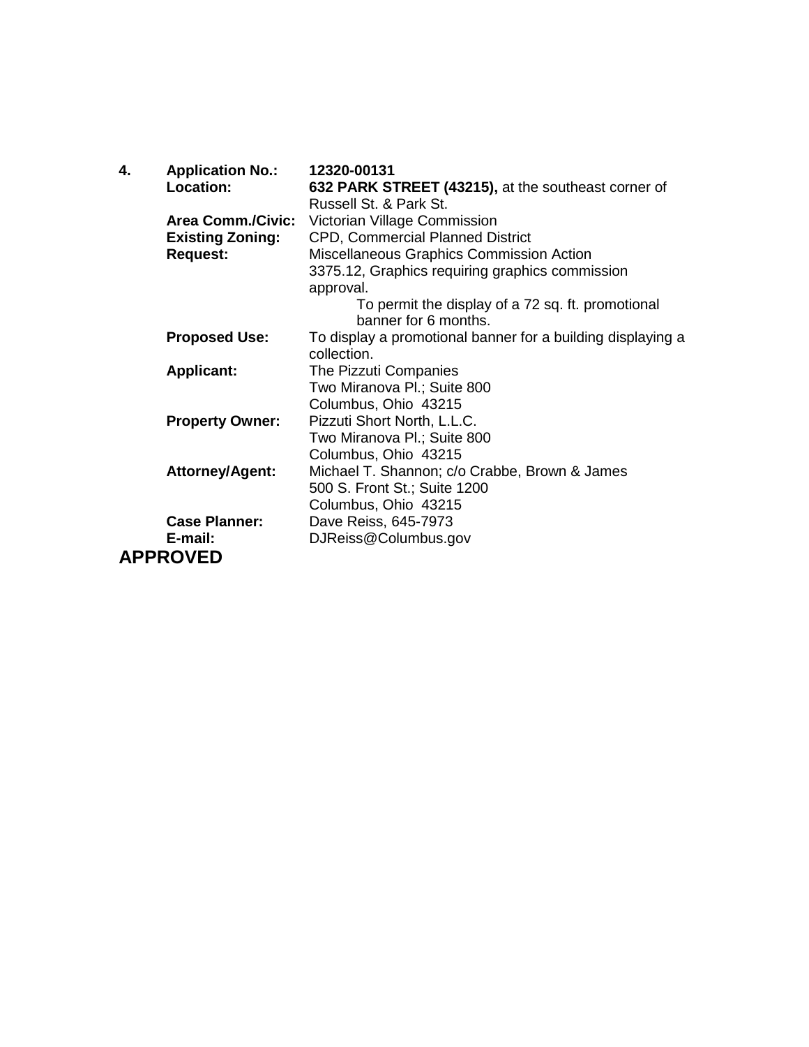**4.** **Application No.:** **12320-00131**

**Location:** **632 PARK STREET (43215),** at the southeast corner of Russell St. & Park St.

**Area Comm./Civic:** Victorian Village Commission

**Existing Zoning:** CPD, Commercial Planned District

**Request:** Miscellaneous Graphics Commission Action
3375.12, Graphics requiring graphics commission approval.

To permit the display of a 72 sq. ft. promotional banner for 6 months.

**Proposed Use:** To display a promotional banner for a building displaying a collection.

**Applicant:** The Pizzuti Companies
Two Miranova Pl.; Suite 800
Columbus, Ohio 43215

**Property Owner:** Pizzuti Short North, L.L.C.
Two Miranova Pl.; Suite 800
Columbus, Ohio 43215

**Attorney/Agent:** Michael T. Shannon; c/o Crabbe, Brown & James
500 S. Front St.; Suite 1200
Columbus, Ohio 43215

**Case Planner:** Dave Reiss, 645-7973

**E-mail:** DJReiss@Columbus.gov

**APPROVED**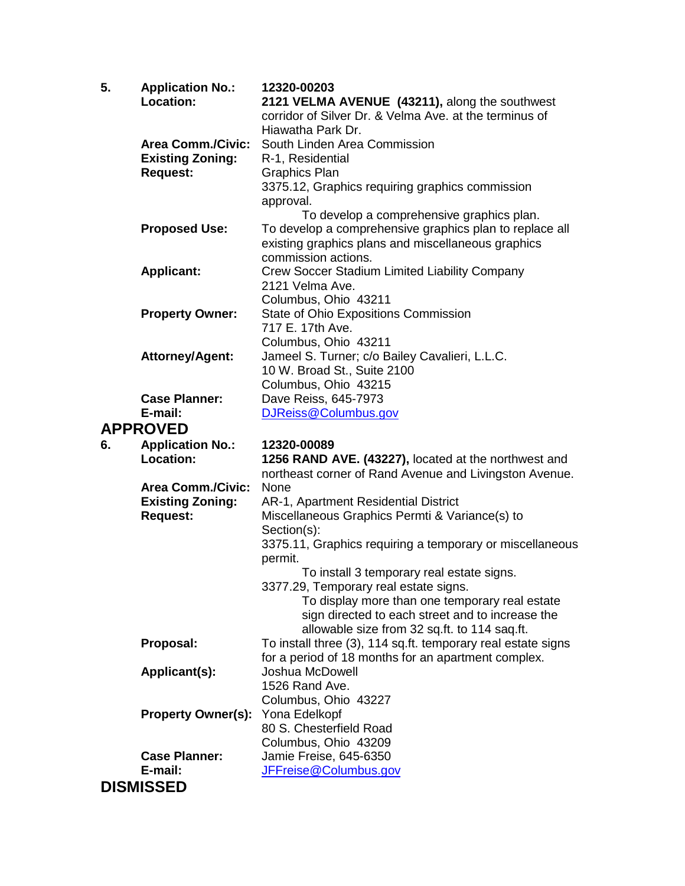**5.** **Application No.:** **12320-00203**

**Location:** **2121 VELMA AVENUE (43211),** along the southwest corridor of Silver Dr. & Velma Ave. at the terminus of Hiawatha Park Dr.

**Area Comm./Civic:** South Linden Area Commission

**Existing Zoning:** R-1, Residential

**Request:** Graphics Plan
3375.12, Graphics requiring graphics commission approval.
To develop a comprehensive graphics plan.

**Proposed Use:** To develop a comprehensive graphics plan to replace all existing graphics plans and miscellaneous graphics commission actions.

**Applicant:** Crew Soccer Stadium Limited Liability Company
2121 Velma Ave.
Columbus, Ohio 43211

**Property Owner:** State of Ohio Expositions Commission
717 E. 17th Ave.
Columbus, Ohio 43211

**Attorney/Agent:** Jameel S. Turner; c/o Bailey Cavalieri, L.L.C.
10 W. Broad St., Suite 2100
Columbus, Ohio 43215

**Case Planner:** Dave Reiss, 645-7973

**E-mail:** DJReiss@Columbus.gov

## APPROVED

**6.** **Application No.:** **12320-00089**

**Location:** **1256 RAND AVE. (43227),** located at the northwest and northeast corner of Rand Avenue and Livingston Avenue.

**Area Comm./Civic:** None

**Existing Zoning:** AR-1, Apartment Residential District

**Request:** Miscellaneous Graphics Permti & Variance(s) to Section(s):
3375.11, Graphics requiring a temporary or miscellaneous permit.
To install 3 temporary real estate signs.
3377.29, Temporary real estate signs.
To display more than one temporary real estate sign directed to each street and to increase the allowable size from 32 sq.ft. to 114 saq.ft.

**Proposal:** To install three (3), 114 sq.ft. temporary real estate signs for a period of 18 months for an apartment complex.

**Applicant(s):** Joshua McDowell
1526 Rand Ave.
Columbus, Ohio 43227

**Property Owner(s):** Yona Edelkopf
80 S. Chesterfield Road
Columbus, Ohio 43209

**Case Planner:** Jamie Freise, 645-6350

**E-mail:** JFFreise@Columbus.gov

## DISMISSED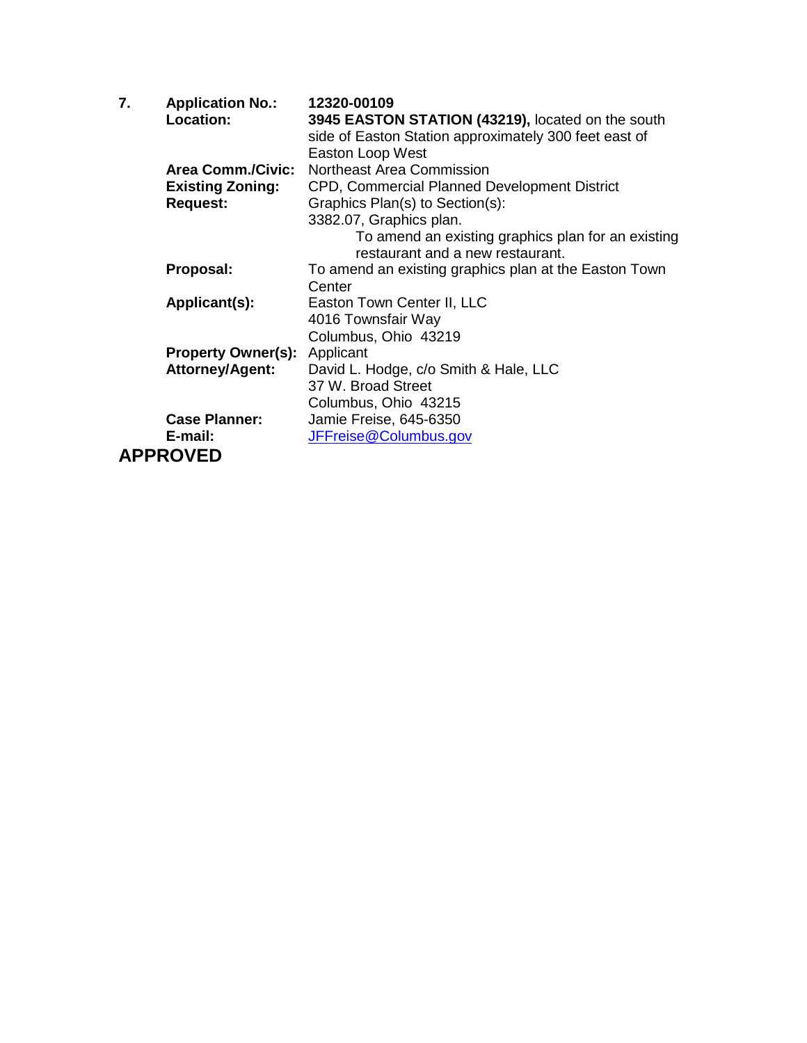**7.** **Application No.:** **12320-00109**

**Location:** **3945 EASTON STATION (43219),** located on the south side of Easton Station approximately 300 feet east of Easton Loop West

**Area Comm./Civic:** Northeast Area Commission

**Existing Zoning:** CPD, Commercial Planned Development District

**Request:** Graphics Plan(s) to Section(s):
3382.07, Graphics plan.
To amend an existing graphics plan for an existing restaurant and a new restaurant.

**Proposal:** To amend an existing graphics plan at the Easton Town Center

**Applicant(s):** Easton Town Center II, LLC
4016 Townsfair Way
Columbus, Ohio 43219

**Property Owner(s):** Applicant

**Attorney/Agent:** David L. Hodge, c/o Smith & Hale, LLC
37 W. Broad Street
Columbus, Ohio 43215

**Case Planner:** Jamie Freise, 645-6350

**E-mail:** JFFreise@Columbus.gov

**APPROVED**